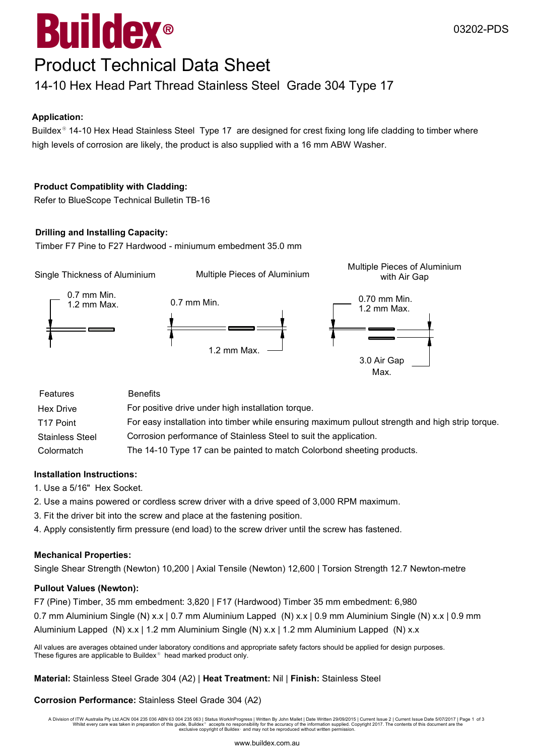# Buildex®

03202-PDS

# Product Technical Data Sheet

## 14-10 Hex Head Part Thread Stainless Steel Grade 304 Type 17

**Application:**

Buildex® 14-10 Hex Head Stainless Steel Type 17 are designed for crest fixing long life cladding to timber where high levels of corrosion are likely, the product is also supplied with a 16 mm ABW Washer.

**Product Compatiblity with Cladding:**

Refer to BlueScope Technical Bulletin TB-16

**Drilling and Installing Capacity:**

Timber F7 Pine to F27 Hardwood - miniumum embedment 35.0 mm

Single Thickness of Aluminium

0.7 mm Min.
1.2 mm Max.

Multiple Pieces of Aluminium

0.7 mm Min.

1.2 mm Max.

Multiple Pieces of Aluminium with Air Gap

0.70 mm Min.
1.2 mm Max.

3.0 Air Gap Max.

| Features | Benefits |
|---|---|
| Hex Drive | For positive drive under high installation torque. |
| T17 Point | For easy installation into timber while ensuring maximum pullout strength and high strip torque. |
| Stainless Steel | Corrosion performance of Stainless Steel to suit the application. |
| Colormatch | The 14-10 Type 17 can be painted to match Colorbond sheeting products. |

**Installation Instructions:**

1. Use a 5/16" Hex Socket.
2. Use a mains powered or cordless screw driver with a drive speed of 3,000 RPM maximum.
3. Fit the driver bit into the screw and place at the fastening position.
4. Apply consistently firm pressure (end load) to the screw driver until the screw has fastened.

**Mechanical Properties:**

Single Shear Strength (Newton) 10,200 | Axial Tensile (Newton) 12,600 | Torsion Strength 12.7 Newton-metre

**Pullout Values (Newton):**

F7 (Pine) Timber, 35 mm embedment: 3,820 | F17 (Hardwood) Timber 35 mm embedment: 6,980

0.7 mm Aluminium Single (N) x.x | 0.7 mm Aluminium Lapped (N) x.x | 0.9 mm Aluminium Single (N) x.x | 0.9 mm Aluminium Lapped (N) x.x | 1.2 mm Aluminium Single (N) x.x | 1.2 mm Aluminium Lapped (N) x.x

All values are averages obtained under laboratory conditions and appropriate safety factors should be applied for design purposes.
These figures are applicable to Buildex® head marked product only.

**Material:** Stainless Steel Grade 304 (A2) | **Heat Treatment:** Nil | **Finish:** Stainless Steel

**Corrosion Performance:** Stainless Steel Grade 304 (A2)

A Division of ITW Australia Pty Ltd ACN 004 235 036 ABN 63 004 235 063 | Status WorkInProgress | Written By John Mallet | Date Written 29/09/2015 | Current Issue 2 | Current Issue Date 5/07/2017 | Whilst every care was taken in preparation of this guide, Buildex® accepts no responsibility for the accuracy of the information supplied. Copyright 2017. The contents of this document are the exclusive copyright of Buildex® and may not be reproduced without written permission.

www.buildex.com.au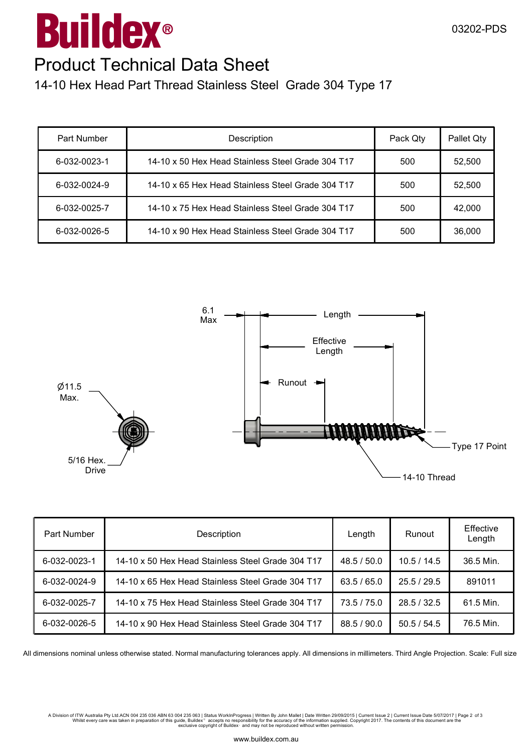# Buildex®

03202-PDS

## Product Technical Data Sheet

### 14-10 Hex Head Part Thread Stainless Steel Grade 304 Type 17

| Part Number | Description | Pack Qty | Pallet Qty |
|---|---|---|---|
| 6-032-0023-1 | 14-10 x 50 Hex Head Stainless Steel Grade 304 T17 | 500 | 52,500 |
| 6-032-0024-9 | 14-10 x 65 Hex Head Stainless Steel Grade 304 T17 | 500 | 52,500 |
| 6-032-0025-7 | 14-10 x 75 Hex Head Stainless Steel Grade 304 T17 | 500 | 42,000 |
| 6-032-0026-5 | 14-10 x 90 Hex Head Stainless Steel Grade 304 T17 | 500 | 36,000 |

Ø11.5 Max.

5/16 Hex. Drive

6.1 Max

Length

Effective Length

Runout

Type 17 Point

14-10 Thread

| Part Number | Description | Length | Runout | Effective Length |
|---|---|---|---|---|
| 6-032-0023-1 | 14-10 x 50 Hex Head Stainless Steel Grade 304 T17 | 48.5 / 50.0 | 10.5 / 14.5 | 36.5 Min. |
| 6-032-0024-9 | 14-10 x 65 Hex Head Stainless Steel Grade 304 T17 | 63.5 / 65.0 | 25.5 / 29.5 | 891011 |
| 6-032-0025-7 | 14-10 x 75 Hex Head Stainless Steel Grade 304 T17 | 73.5 / 75.0 | 28.5 / 32.5 | 61.5 Min. |
| 6-032-0026-5 | 14-10 x 90 Hex Head Stainless Steel Grade 304 T17 | 88.5 / 90.0 | 50.5 / 54.5 | 76.5 Min. |

All dimensions nominal unless otherwise stated. Normal manufacturing tolerances apply. All dimensions in millimeters. Third Angle Projection. Scale: Full size

A Division of ITW Australia Pty Ltd ACN 004 235 036 ABN 63 004 235 063 | Status WorkInProgress | Written By John Mallet | Date Written 29/09/2015 | Current Issue 2 | Current Issue Date 5/07/2017 | Page 2 of 3
Whilst every care was taken in preparation of this guide, Buildex® accepts no responsibility for the accuracy of the information supplied. Copyright 2017. The contents of this document are the exclusive copyright of Buildex® and may not be reproduced without written permission.

www.buildex.com.au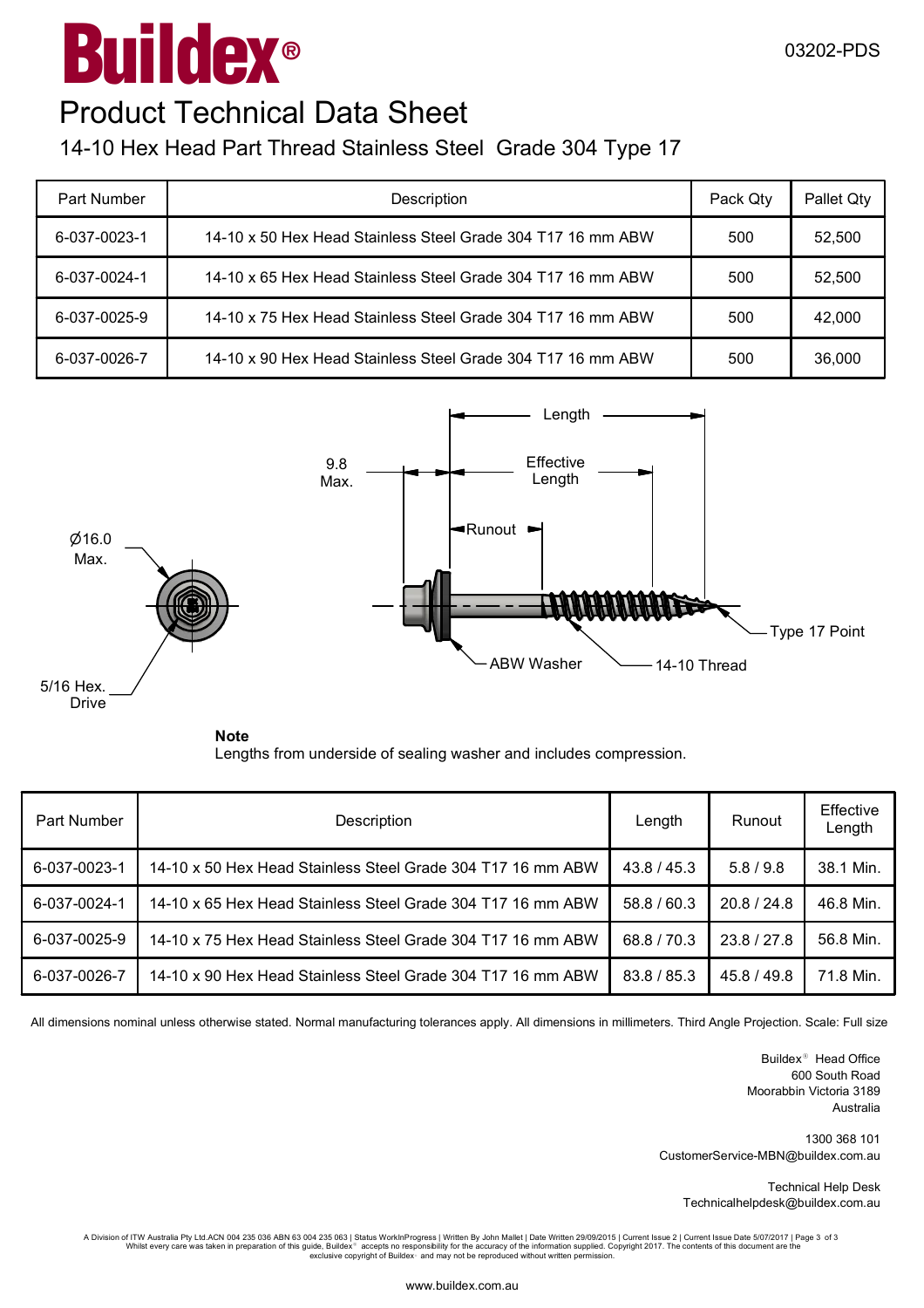# Buildex®

03202-PDS

## Product Technical Data Sheet

### 14-10 Hex Head Part Thread Stainless Steel Grade 304 Type 17

| Part Number | Description | Pack Qty | Pallet Qty |
|---|---|---|---|
| 6-037-0023-1 | 14-10 x 50 Hex Head Stainless Steel Grade 304 T17 16 mm ABW | 500 | 52,500 |
| 6-037-0024-1 | 14-10 x 65 Hex Head Stainless Steel Grade 304 T17 16 mm ABW | 500 | 52,500 |
| 6-037-0025-9 | 14-10 x 75 Hex Head Stainless Steel Grade 304 T17 16 mm ABW | 500 | 42,000 |
| 6-037-0026-7 | 14-10 x 90 Hex Head Stainless Steel Grade 304 T17 16 mm ABW | 500 | 36,000 |

Ø16.0 Max.

5/16 Hex. Drive

9.8 Max.

Length

Effective Length

Runout

ABW Washer

14-10 Thread

Type 17 Point

**Note**
Lengths from underside of sealing washer and includes compression.

| Part Number | Description | Length | Runout | Effective Length |
|---|---|---|---|---|
| 6-037-0023-1 | 14-10 x 50 Hex Head Stainless Steel Grade 304 T17 16 mm ABW | 43.8 / 45.3 | 5.8 / 9.8 | 38.1 Min. |
| 6-037-0024-1 | 14-10 x 65 Hex Head Stainless Steel Grade 304 T17 16 mm ABW | 58.8 / 60.3 | 20.8 / 24.8 | 46.8 Min. |
| 6-037-0025-9 | 14-10 x 75 Hex Head Stainless Steel Grade 304 T17 16 mm ABW | 68.8 / 70.3 | 23.8 / 27.8 | 56.8 Min. |
| 6-037-0026-7 | 14-10 x 90 Hex Head Stainless Steel Grade 304 T17 16 mm ABW | 83.8 / 85.3 | 45.8 / 49.8 | 71.8 Min. |

All dimensions nominal unless otherwise stated. Normal manufacturing tolerances apply. All dimensions in millimeters. Third Angle Projection. Scale: Full size

Buildex® Head Office
600 South Road
Moorabbin Victoria 3189
Australia

1300 368 101
CustomerService-MBN@buildex.com.au

Technical Help Desk
Technicalhelpdesk@buildex.com.au

A Division of ITW Australia Pty Ltd.ACN 004 235 036 ABN 63 004 235 063 | Status WorkInProgress | Written By John Mallet | Date Written 29/09/2015 | Current Issue 2 | Current Issue Date 5/07/2017 | Page 3 of 3
Whilst every care was taken in preparation of this guide, Buildex® accepts no responsibility for the accuracy of the information supplied. Copyright 2017. The contents of this document are the exclusive copyright of Buildex® and may not be reproduced without written permission.

www.buildex.com.au